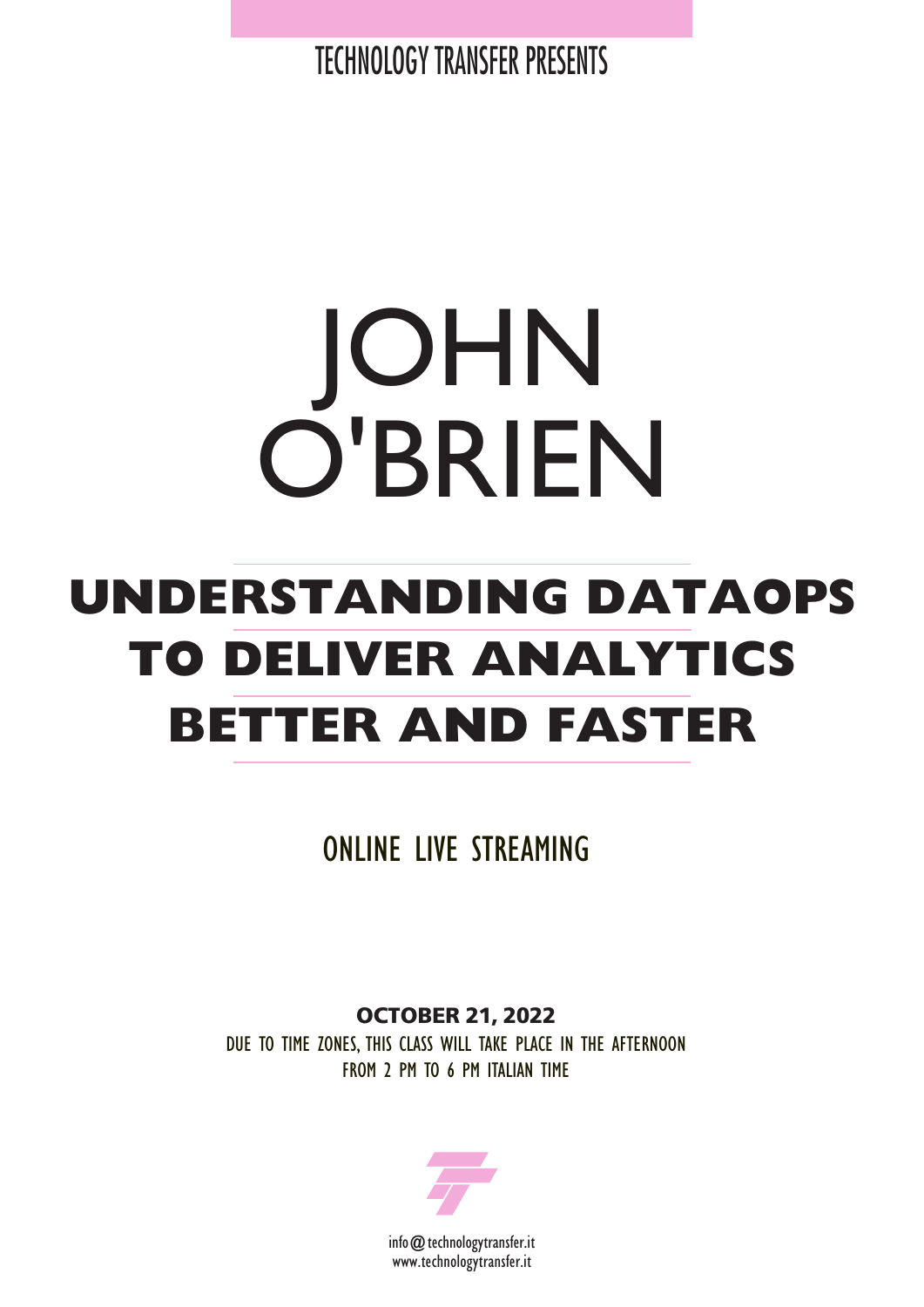TECHNOLOGY TRANSFER PRESENTS

# JOHN O'BRIEN

## UNDERSTANDING DATAOPS TO DELIVER ANALYTICS BETTER AND FASTER

ONLINE LIVE STREAMING

**OCTOBER 21, 2022**

DUE TO TIME ZONES, THIS CLASS WILL TAKE PLACE IN THE AFTERNOON
FROM 2 PM TO 6 PM ITALIAN TIME

info@technologytransfer.it
www.technologytransfer.it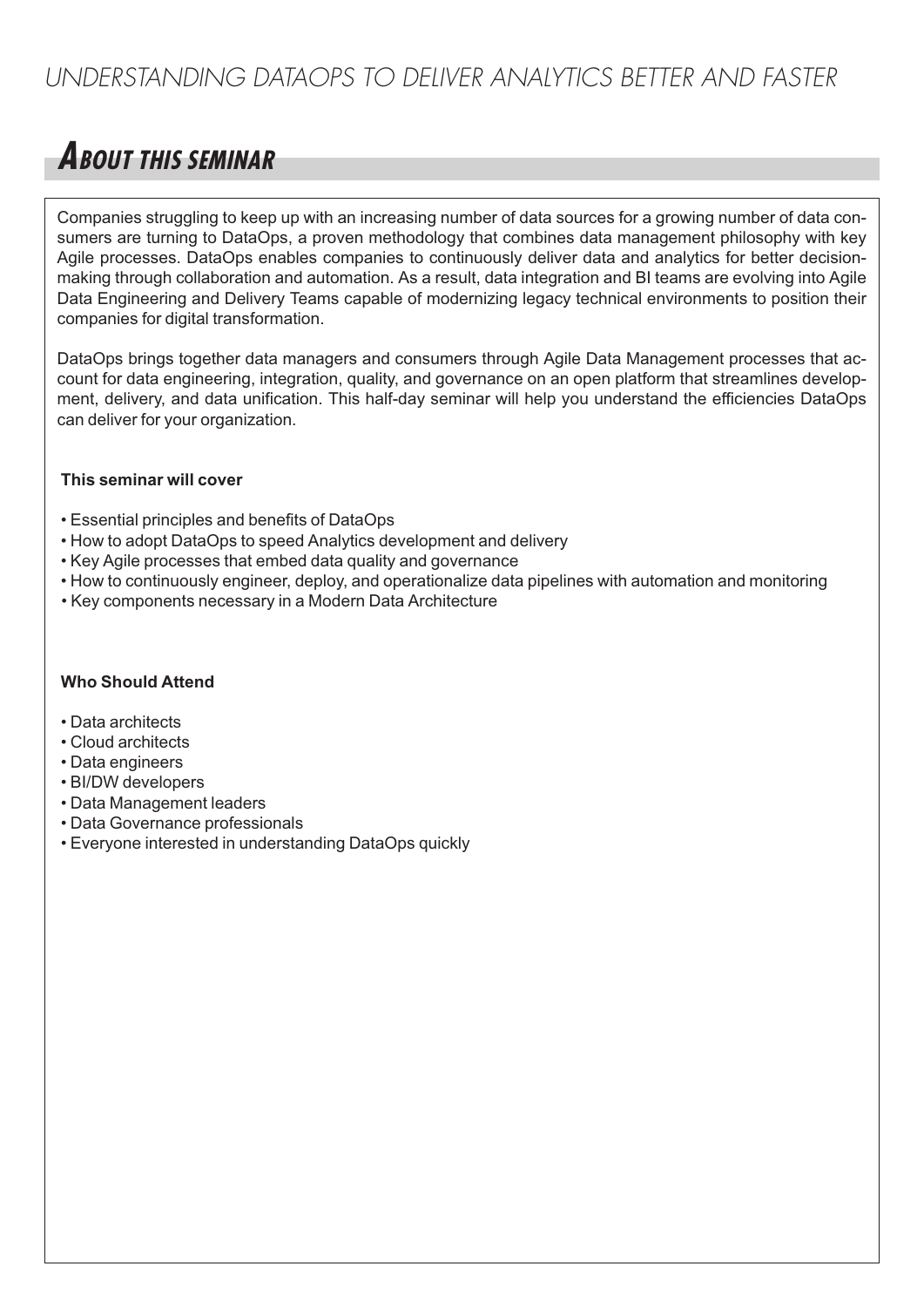# UNDERSTANDING DATAOPS TO DELIVER ANALYTICS BETTER AND FASTER

## ABOUT THIS SEMINAR

Companies struggling to keep up with an increasing number of data sources for a growing number of data consumers are turning to DataOps, a proven methodology that combines data management philosophy with key Agile processes. DataOps enables companies to continuously deliver data and analytics for better decision-making through collaboration and automation. As a result, data integration and BI teams are evolving into Agile Data Engineering and Delivery Teams capable of modernizing legacy technical environments to position their companies for digital transformation.

DataOps brings together data managers and consumers through Agile Data Management processes that account for data engineering, integration, quality, and governance on an open platform that streamlines development, delivery, and data unification. This half-day seminar will help you understand the efficiencies DataOps can deliver for your organization.

**This seminar will cover**

- Essential principles and benefits of DataOps
- How to adopt DataOps to speed Analytics development and delivery
- Key Agile processes that embed data quality and governance
- How to continuously engineer, deploy, and operationalize data pipelines with automation and monitoring
- Key components necessary in a Modern Data Architecture

**Who Should Attend**

- Data architects
- Cloud architects
- Data engineers
- BI/DW developers
- Data Management leaders
- Data Governance professionals
- Everyone interested in understanding DataOps quickly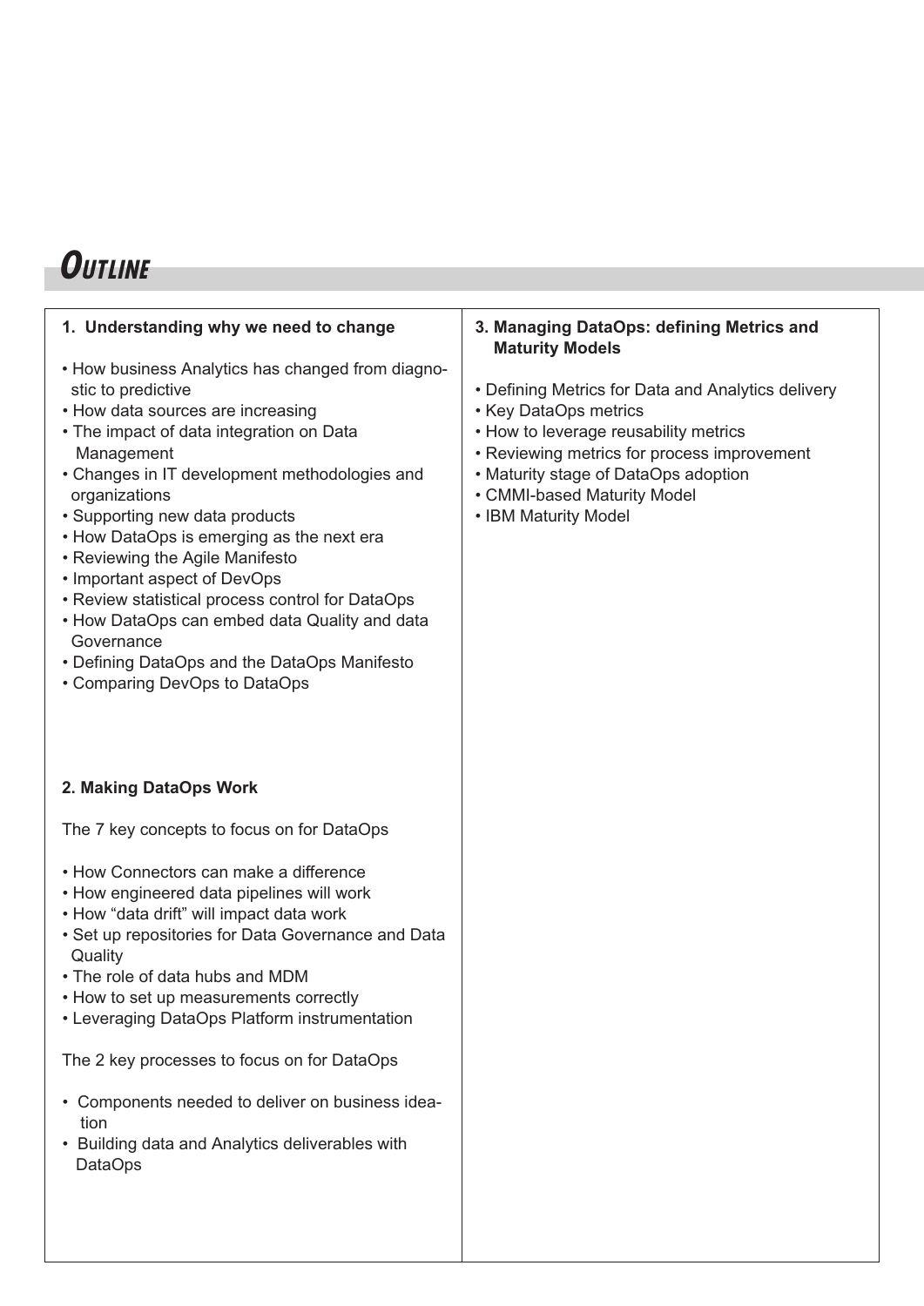# Outline

**1. Understanding why we need to change**

- How business Analytics has changed from diagnostic to predictive
- How data sources are increasing
- The impact of data integration on Data Management
- Changes in IT development methodologies and organizations
- Supporting new data products
- How DataOps is emerging as the next era
- Reviewing the Agile Manifesto
- Important aspect of DevOps
- Review statistical process control for DataOps
- How DataOps can embed data Quality and data Governance
- Defining DataOps and the DataOps Manifesto
- Comparing DevOps to DataOps

**2. Making DataOps Work**

The 7 key concepts to focus on for DataOps

- How Connectors can make a difference
- How engineered data pipelines will work
- How "data drift" will impact data work
- Set up repositories for Data Governance and Data Quality
- The role of data hubs and MDM
- How to set up measurements correctly
- Leveraging DataOps Platform instrumentation

The 2 key processes to focus on for DataOps

- Components needed to deliver on business ideation
- Building data and Analytics deliverables with DataOps

**3. Managing DataOps: defining Metrics and Maturity Models**

- Defining Metrics for Data and Analytics delivery
- Key DataOps metrics
- How to leverage reusability metrics
- Reviewing metrics for process improvement
- Maturity stage of DataOps adoption
- CMMI-based Maturity Model
- IBM Maturity Model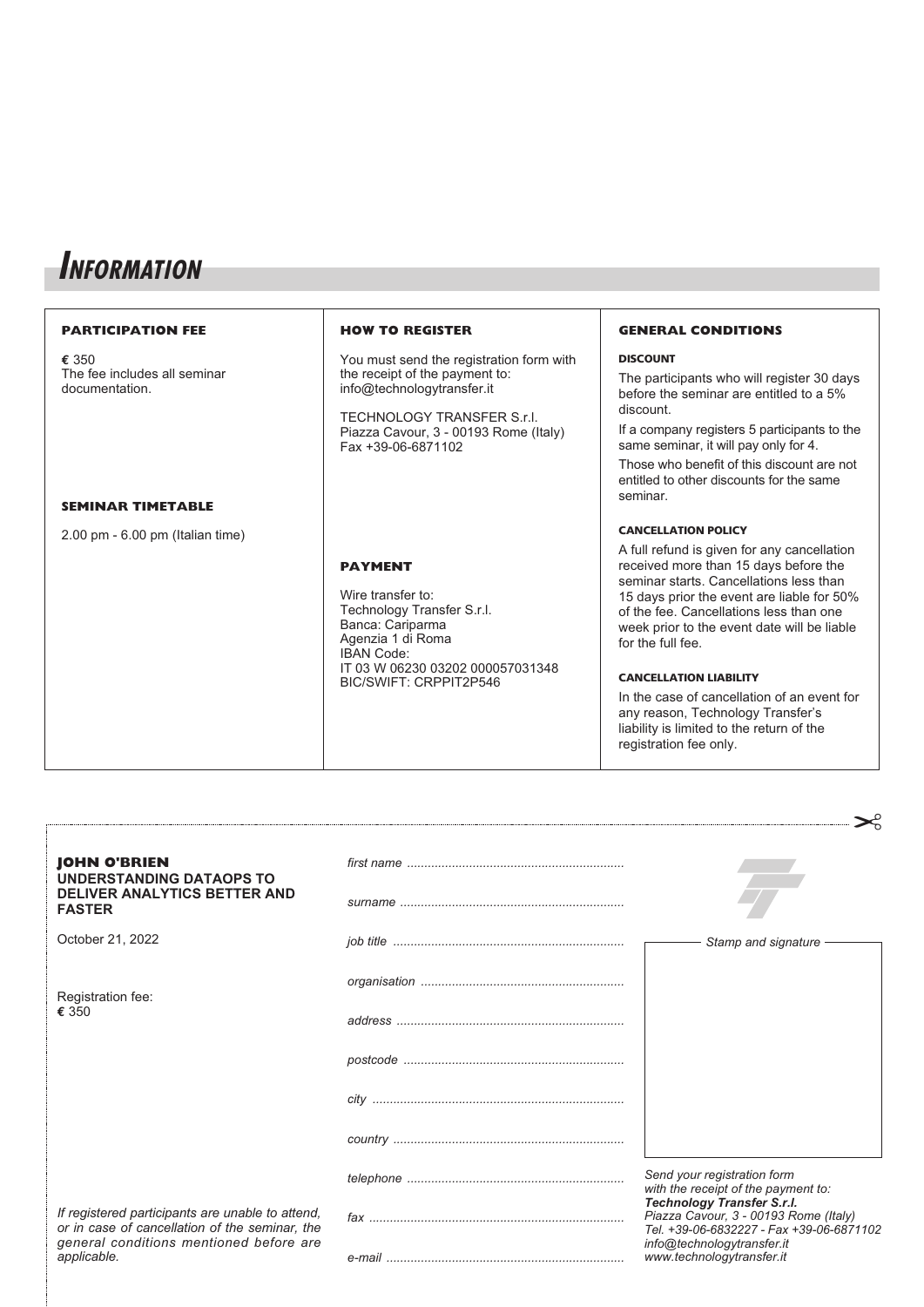# Information

## PARTICIPATION FEE

€ 350
The fee includes all seminar documentation.

## SEMINAR TIMETABLE

2.00 pm - 6.00 pm (Italian time)

## HOW TO REGISTER

You must send the registration form with the receipt of the payment to:
info@technologytransfer.it

TECHNOLOGY TRANSFER S.r.l.
Piazza Cavour, 3 - 00193 Rome (Italy)
Fax +39-06-6871102

## PAYMENT

Wire transfer to:
Technology Transfer S.r.l.
Banca: Cariparma
Agenzia 1 di Roma
IBAN Code:
IT 03 W 06230 03202 000057031348
BIC/SWIFT: CRPPIT2P546

## GENERAL CONDITIONS

### DISCOUNT

The participants who will register 30 days before the seminar are entitled to a 5% discount.

If a company registers 5 participants to the same seminar, it will pay only for 4.

Those who benefit of this discount are not entitled to other discounts for the same seminar.

### CANCELLATION POLICY

A full refund is given for any cancellation received more than 15 days before the seminar starts. Cancellations less than 15 days prior the event are liable for 50% of the fee. Cancellations less than one week prior to the event date will be liable for the full fee.

### CANCELLATION LIABILITY

In the case of cancellation of an event for any reason, Technology Transfer's liability is limited to the return of the registration fee only.

---

**JOHN O'BRIEN**
**UNDERSTANDING DATAOPS TO DELIVER ANALYTICS BETTER AND FASTER**

October 21, 2022

Registration fee:
€ 350

*first name* ..............................................................

*surname* ..............................................................

*job title* ..............................................................

*organisation* ..............................................................

*address* ..............................................................

*postcode* ..............................................................

*city* ..............................................................

*country* ..............................................................

*telephone* ..............................................................

*fax* ..............................................................

*e-mail* ..............................................................

*Stamp and signature*

*If registered participants are unable to attend, or in case of cancellation of the seminar, the general conditions mentioned before are applicable.*

*Send your registration form with the receipt of the payment to:*
***Technology Transfer S.r.l.***
*Piazza Cavour, 3 - 00193 Rome (Italy)*
*Tel. +39-06-6832227 - Fax +39-06-6871102*
*info@technologytransfer.it*
*www.technologytransfer.it*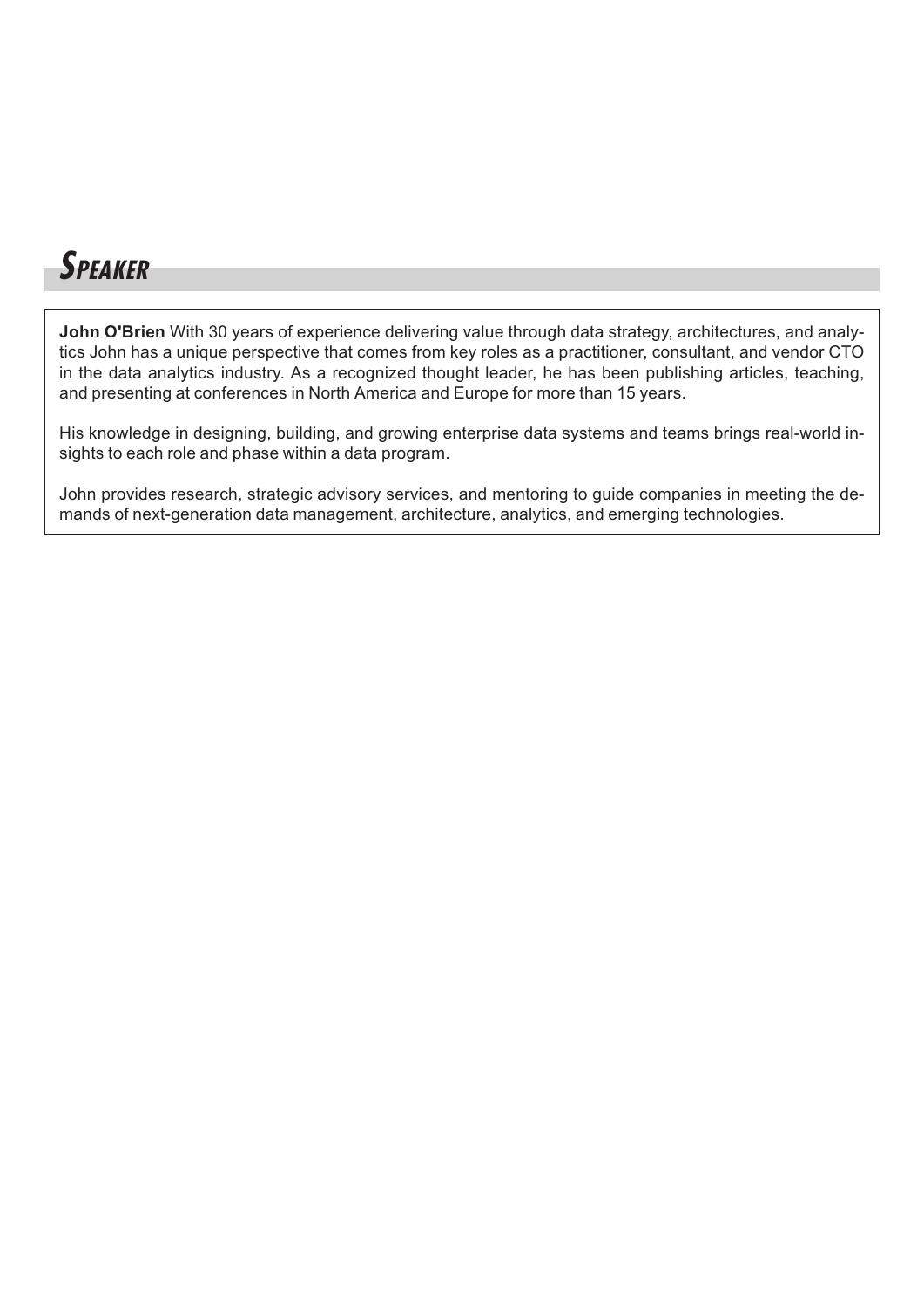## Speaker

**John O'Brien** With 30 years of experience delivering value through data strategy, architectures, and analytics John has a unique perspective that comes from key roles as a practitioner, consultant, and vendor CTO in the data analytics industry. As a recognized thought leader, he has been publishing articles, teaching, and presenting at conferences in North America and Europe for more than 15 years.

His knowledge in designing, building, and growing enterprise data systems and teams brings real-world insights to each role and phase within a data program.

John provides research, strategic advisory services, and mentoring to guide companies in meeting the demands of next-generation data management, architecture, analytics, and emerging technologies.